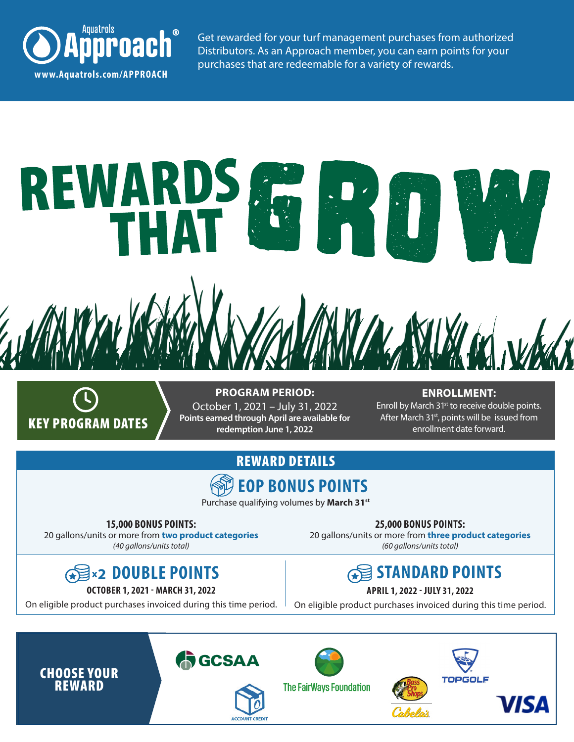Aquatrols **Approach**®

www.Aquatrols.com/APPROACH

Get rewarded for your turf management purchases from authorized Distributors. As an Approach member, you can earn points for your purchases that are redeemable for a variety of rewards.

# REWARDS THAT GROW

## KEY PROGRAM DATES

**PROGRAM PERIOD:**

October 1, 2021 – July 31, 2022

**Points earned through April are available for redemption June 1, 2022**

**ENROLLMENT:**

Enroll by March 31st to receive double points. After March 31st, points will be issued from enrollment date forward.

## REWARD DETAILS

### EOP BONUS POINTS

Purchase qualifying volumes by **March 31st**

**15,000 BONUS POINTS:**
20 gallons/units or more from **two product categories**
*(40 gallons/units total)*

**25,000 BONUS POINTS:**
20 gallons/units or more from **three product categories**
*(60 gallons/units total)*

### x2 DOUBLE POINTS

**OCTOBER 1, 2021 - MARCH 31, 2022**

On eligible product purchases invoiced during this time period.

### STANDARD POINTS

**APRIL 1, 2022 - JULY 31, 2022**

On eligible product purchases invoiced during this time period.

## CHOOSE YOUR REWARD

GCSAA

ACCOUNT CREDIT

The FairWays Foundation

Bass Pro Shops

Cabela's

TOPGOLF

VISA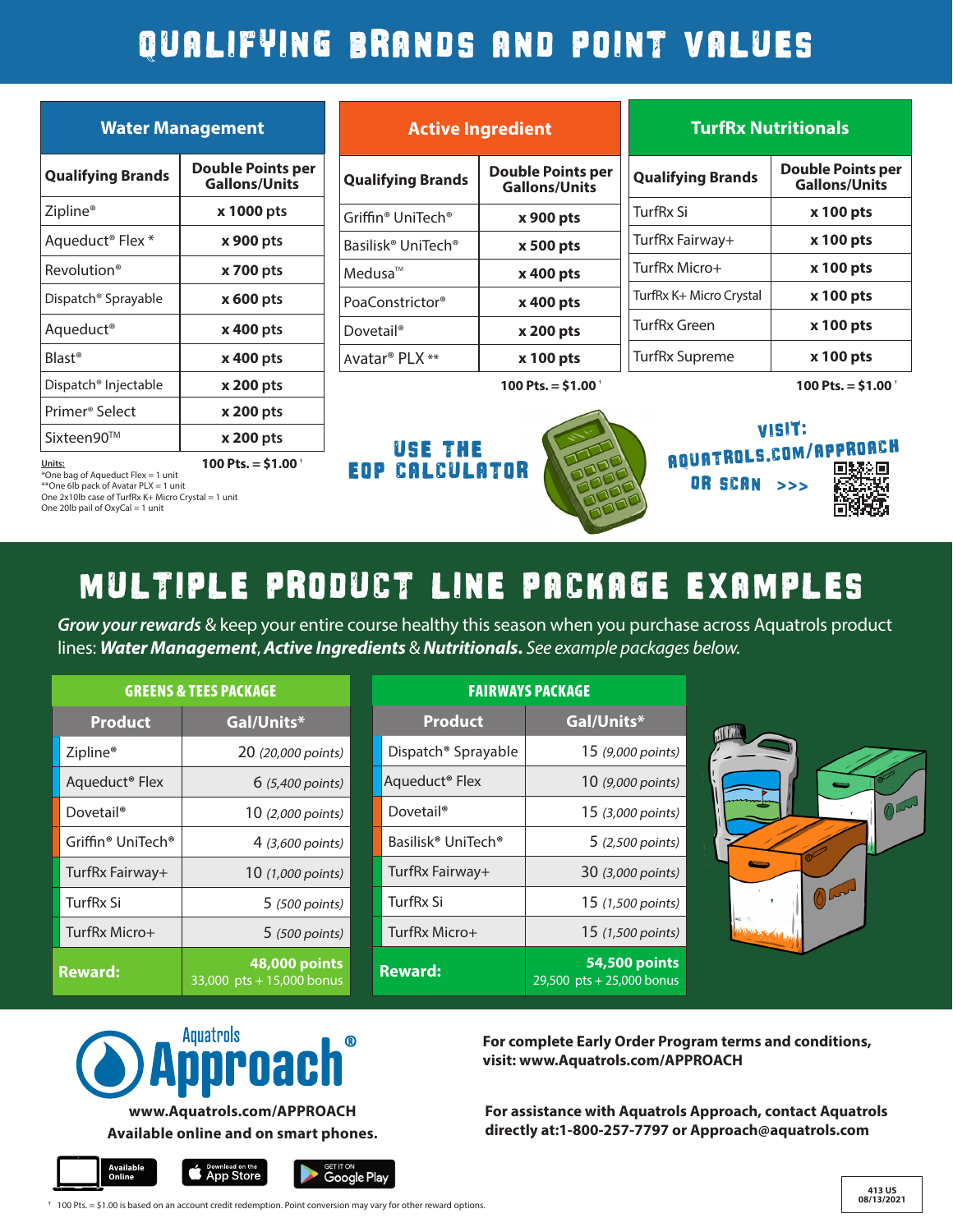# QUALIFYING BRANDS AND POINT VALUES

## Water Management

| Qualifying Brands | Double Points per Gallons/Units |
|---|---|
| Zipline® | x 1000 pts |
| Aqueduct® Flex * | x 900 pts |
| Revolution® | x 700 pts |
| Dispatch® Sprayable | x 600 pts |
| Aqueduct® | x 400 pts |
| Blast® | x 400 pts |
| Dispatch® Injectable | x 200 pts |
| Primer® Select | x 200 pts |
| Sixteen90™ | x 200 pts |

100 Pts. = $1.00 †

Units:
*One bag of Aqueduct Flex = 1 unit
**One 6lb pack of Avatar PLX = 1 unit
One 2x10lb case of TurfRx K+ Micro Crystal = 1 unit
One 20lb pail of OxyCal = 1 unit

## Active Ingredient

| Qualifying Brands | Double Points per Gallons/Units |
|---|---|
| Griffin® UniTech® | x 900 pts |
| Basilisk® UniTech® | x 500 pts |
| Medusa™ | x 400 pts |
| PoaConstrictor® | x 400 pts |
| Dovetail® | x 200 pts |
| Avatar® PLX ** | x 100 pts |

100 Pts. = $1.00 †

## TurfRx Nutritionals

| Qualifying Brands | Double Points per Gallons/Units |
|---|---|
| TurfRx Si | x 100 pts |
| TurfRx Fairway+ | x 100 pts |
| TurfRx Micro+ | x 100 pts |
| TurfRx K+ Micro Crystal | x 100 pts |
| TurfRx Green | x 100 pts |
| TurfRx Supreme | x 100 pts |

100 Pts. = $1.00 †

USE THE EOP CALCULATOR

VISIT: AQUATROLS.COM/APPROACH OR SCAN >>>

# MULTIPLE PRODUCT LINE PACKAGE EXAMPLES

***Grow your rewards*** & keep your entire course healthy this season when you purchase across Aquatrols product lines: ***Water Management***, ***Active Ingredients*** & ***Nutritionals***. *See example packages below.*

## GREENS & TEES PACKAGE

| Product | Gal/Units* |
|---|---|
| Zipline® | 20 *(20,000 points)* |
| Aqueduct® Flex | 6 *(5,400 points)* |
| Dovetail® | 10 *(2,000 points)* |
| Griffin® UniTech® | 4 *(3,600 points)* |
| TurfRx Fairway+ | 10 *(1,000 points)* |
| TurfRx Si | 5 *(500 points)* |
| TurfRx Micro+ | 5 *(500 points)* |
| **Reward:** | **48,000 points** 33,000 pts + 15,000 bonus |

## FAIRWAYS PACKAGE

| Product | Gal/Units* |
|---|---|
| Dispatch® Sprayable | 15 *(9,000 points)* |
| Aqueduct® Flex | 10 *(9,000 points)* |
| Dovetail® | 15 *(3,000 points)* |
| Basilisk® UniTech® | 5 *(2,500 points)* |
| TurfRx Fairway+ | 30 *(3,000 points)* |
| TurfRx Si | 15 *(1,500 points)* |
| TurfRx Micro+ | 15 *(1,500 points)* |
| **Reward:** | **54,500 points** 29,500 pts + 25,000 bonus |

Aquatrols Approach®

**www.Aquatrols.com/APPROACH**
**Available online and on smart phones.**

Available Online | Download on the App Store | GET IT ON Google Play

**For complete Early Order Program terms and conditions, visit: www.Aquatrols.com/APPROACH**

**For assistance with Aquatrols Approach, contact Aquatrols directly at:1-800-257-7797 or Approach@aquatrols.com**

† 100 Pts. = $1.00 is based on an account credit redemption. Point conversion may vary for other reward options.

413 US
08/13/2021